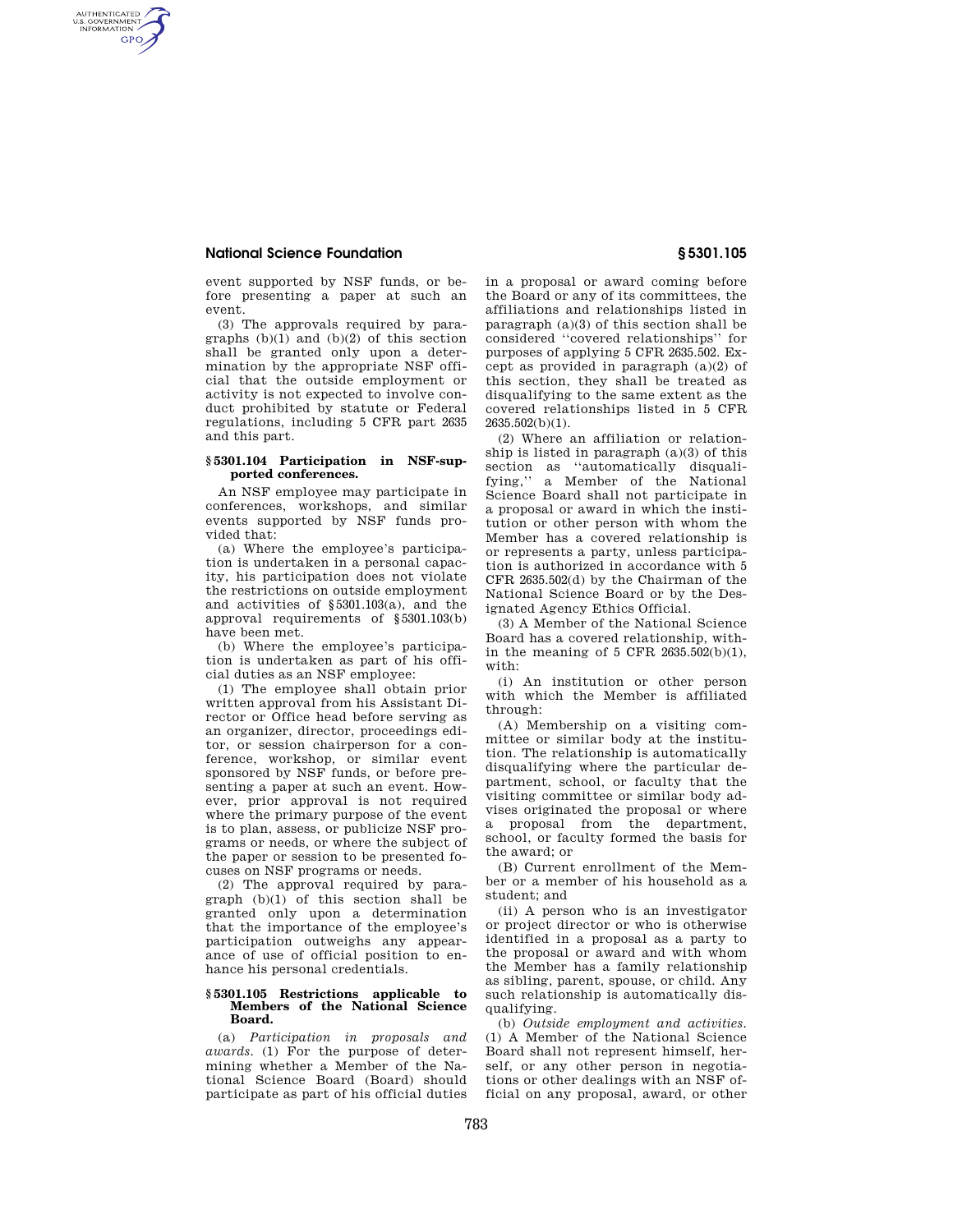event supported by NSF funds, or before presenting a paper at such an event.

(3) The approvals required by paragraphs (b)(1) and (b)(2) of this section shall be granted only upon a determination by the appropriate NSF official that the outside employment or activity is not expected to involve conduct prohibited by statute or Federal regulations, including 5 CFR part 2635 and this part.

### § 5301.104 Participation in NSF-supported conferences.

An NSF employee may participate in conferences, workshops, and similar events supported by NSF funds provided that:

(a) Where the employee's participation is undertaken in a personal capacity, his participation does not violate the restrictions on outside employment and activities of § 5301.103(a), and the approval requirements of § 5301.103(b) have been met.

(b) Where the employee's participation is undertaken as part of his official duties as an NSF employee:

(1) The employee shall obtain prior written approval from his Assistant Director or Office head before serving as an organizer, director, proceedings editor, or session chairperson for a conference, workshop, or similar event sponsored by NSF funds, or before presenting a paper at such an event. However, prior approval is not required where the primary purpose of the event is to plan, assess, or publicize NSF programs or needs, or where the subject of the paper or session to be presented focuses on NSF programs or needs.

(2) The approval required by paragraph (b)(1) of this section shall be granted only upon a determination that the importance of the employee's participation outweighs any appearance of use of official position to enhance his personal credentials.

### § 5301.105 Restrictions applicable to Members of the National Science Board.

(a) *Participation in proposals and awards.* (1) For the purpose of determining whether a Member of the National Science Board (Board) should participate as part of his official duties in a proposal or award coming before the Board or any of its committees, the affiliations and relationships listed in paragraph (a)(3) of this section shall be considered ''covered relationships'' for purposes of applying 5 CFR 2635.502. Except as provided in paragraph (a)(2) of this section, they shall be treated as disqualifying to the same extent as the covered relationships listed in 5 CFR 2635.502(b)(1).

(2) Where an affiliation or relationship is listed in paragraph (a)(3) of this section as ''automatically disqualifying,'' a Member of the National Science Board shall not participate in a proposal or award in which the institution or other person with whom the Member has a covered relationship is or represents a party, unless participation is authorized in accordance with 5 CFR 2635.502(d) by the Chairman of the National Science Board or by the Designated Agency Ethics Official.

(3) A Member of the National Science Board has a covered relationship, within the meaning of 5 CFR 2635.502(b)(1), with:

(i) An institution or other person with which the Member is affiliated through:

(A) Membership on a visiting committee or similar body at the institution. The relationship is automatically disqualifying where the particular department, school, or faculty that the visiting committee or similar body advises originated the proposal or where a proposal from the department, school, or faculty formed the basis for the award; or

(B) Current enrollment of the Member or a member of his household as a student; and

(ii) A person who is an investigator or project director or who is otherwise identified in a proposal as a party to the proposal or award and with whom the Member has a family relationship as sibling, parent, spouse, or child. Any such relationship is automatically disqualifying.

(b) *Outside employment and activities.* (1) A Member of the National Science Board shall not represent himself, herself, or any other person in negotiations or other dealings with an NSF official on any proposal, award, or other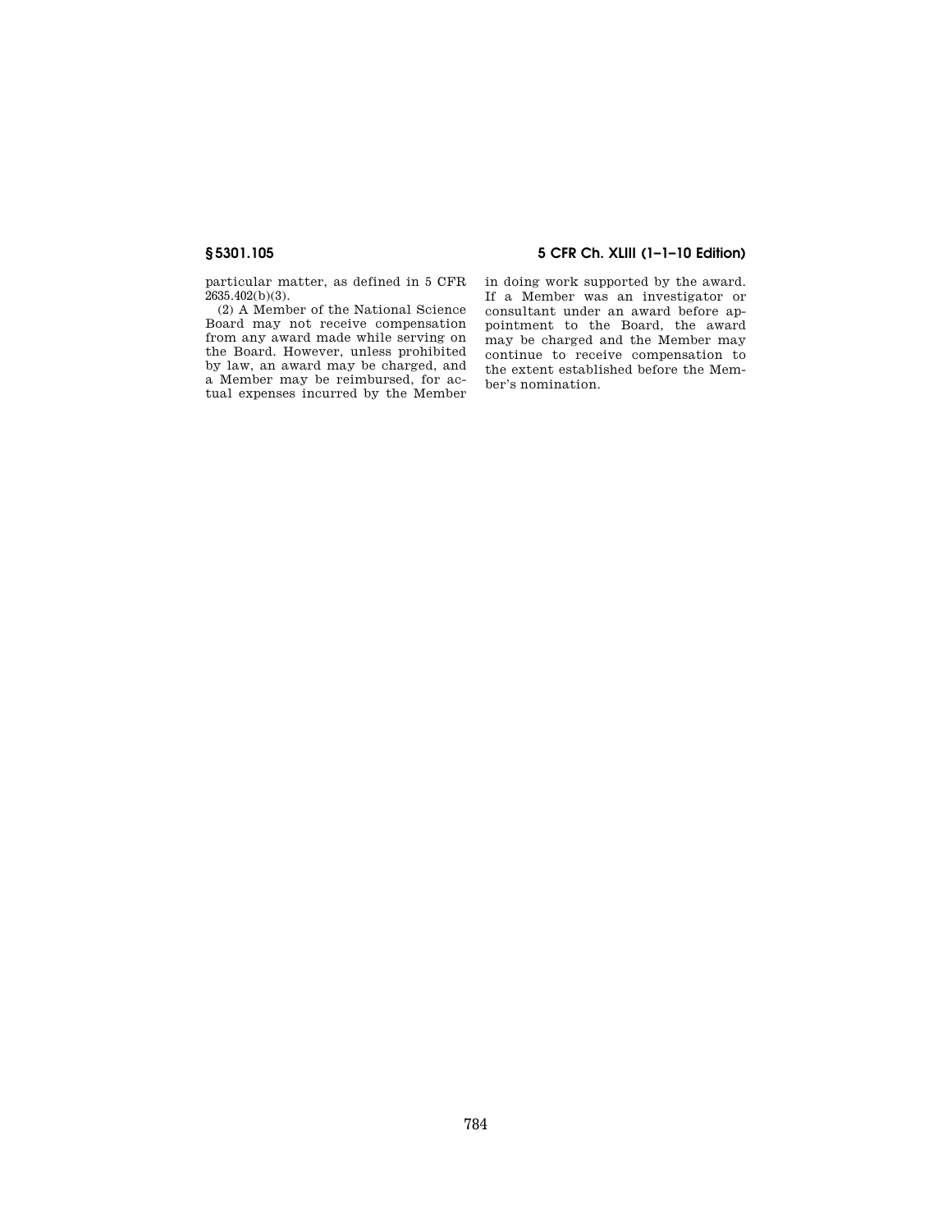particular matter, as defined in 5 CFR 2635.402(b)(3).

(2) A Member of the National Science Board may not receive compensation from any award made while serving on the Board. However, unless prohibited by law, an award may be charged, and a Member may be reimbursed, for actual expenses incurred by the Member in doing work supported by the award. If a Member was an investigator or consultant under an award before appointment to the Board, the award may be charged and the Member may continue to receive compensation to the extent established before the Member's nomination.